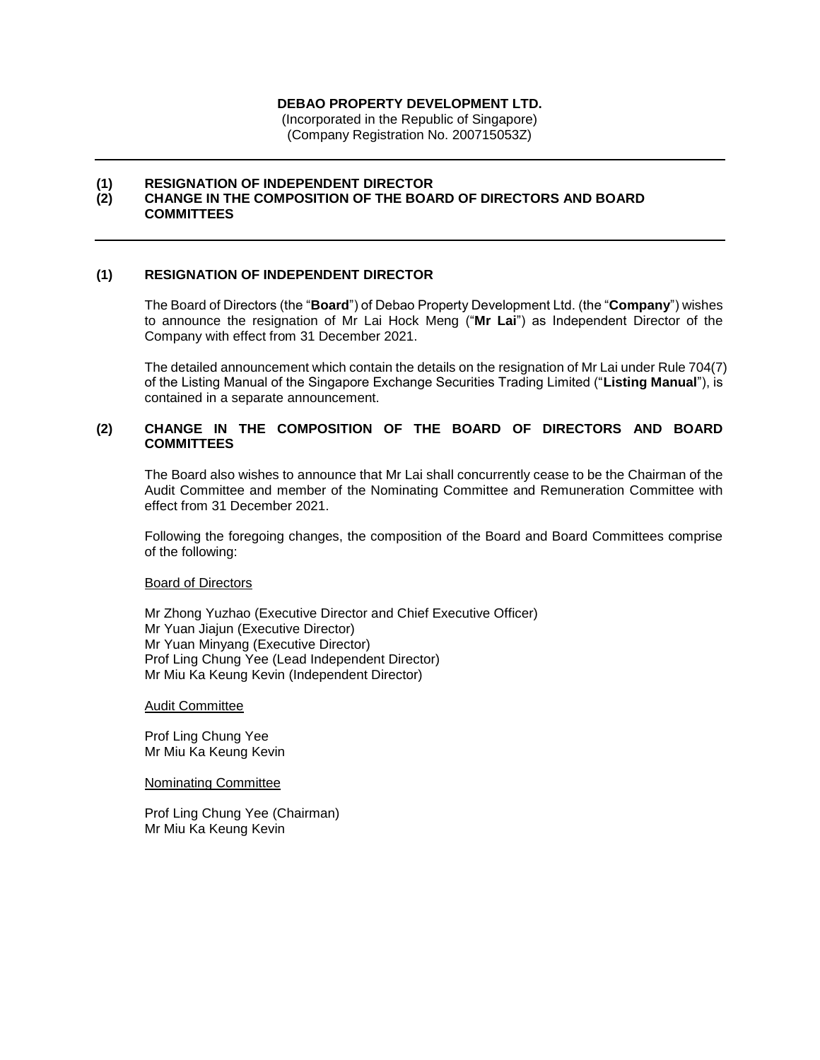**DEBAO PROPERTY DEVELOPMENT LTD.**
(Incorporated in the Republic of Singapore)
(Company Registration No. 200715053Z)

---

**(1) RESIGNATION OF INDEPENDENT DIRECTOR**
**(2) CHANGE IN THE COMPOSITION OF THE BOARD OF DIRECTORS AND BOARD COMMITTEES**

---

## (1) RESIGNATION OF INDEPENDENT DIRECTOR

The Board of Directors (the "**Board**") of Debao Property Development Ltd. (the "**Company**") wishes to announce the resignation of Mr Lai Hock Meng ("**Mr Lai**") as Independent Director of the Company with effect from 31 December 2021.

The detailed announcement which contain the details on the resignation of Mr Lai under Rule 704(7) of the Listing Manual of the Singapore Exchange Securities Trading Limited ("**Listing Manual**"), is contained in a separate announcement.

## (2) CHANGE IN THE COMPOSITION OF THE BOARD OF DIRECTORS AND BOARD COMMITTEES

The Board also wishes to announce that Mr Lai shall concurrently cease to be the Chairman of the Audit Committee and member of the Nominating Committee and Remuneration Committee with effect from 31 December 2021.

Following the foregoing changes, the composition of the Board and Board Committees comprise of the following:

<u>Board of Directors</u>

Mr Zhong Yuzhao (Executive Director and Chief Executive Officer)
Mr Yuan Jiajun (Executive Director)
Mr Yuan Minyang (Executive Director)
Prof Ling Chung Yee (Lead Independent Director)
Mr Miu Ka Keung Kevin (Independent Director)

<u>Audit Committee</u>

Prof Ling Chung Yee
Mr Miu Ka Keung Kevin

<u>Nominating Committee</u>

Prof Ling Chung Yee (Chairman)
Mr Miu Ka Keung Kevin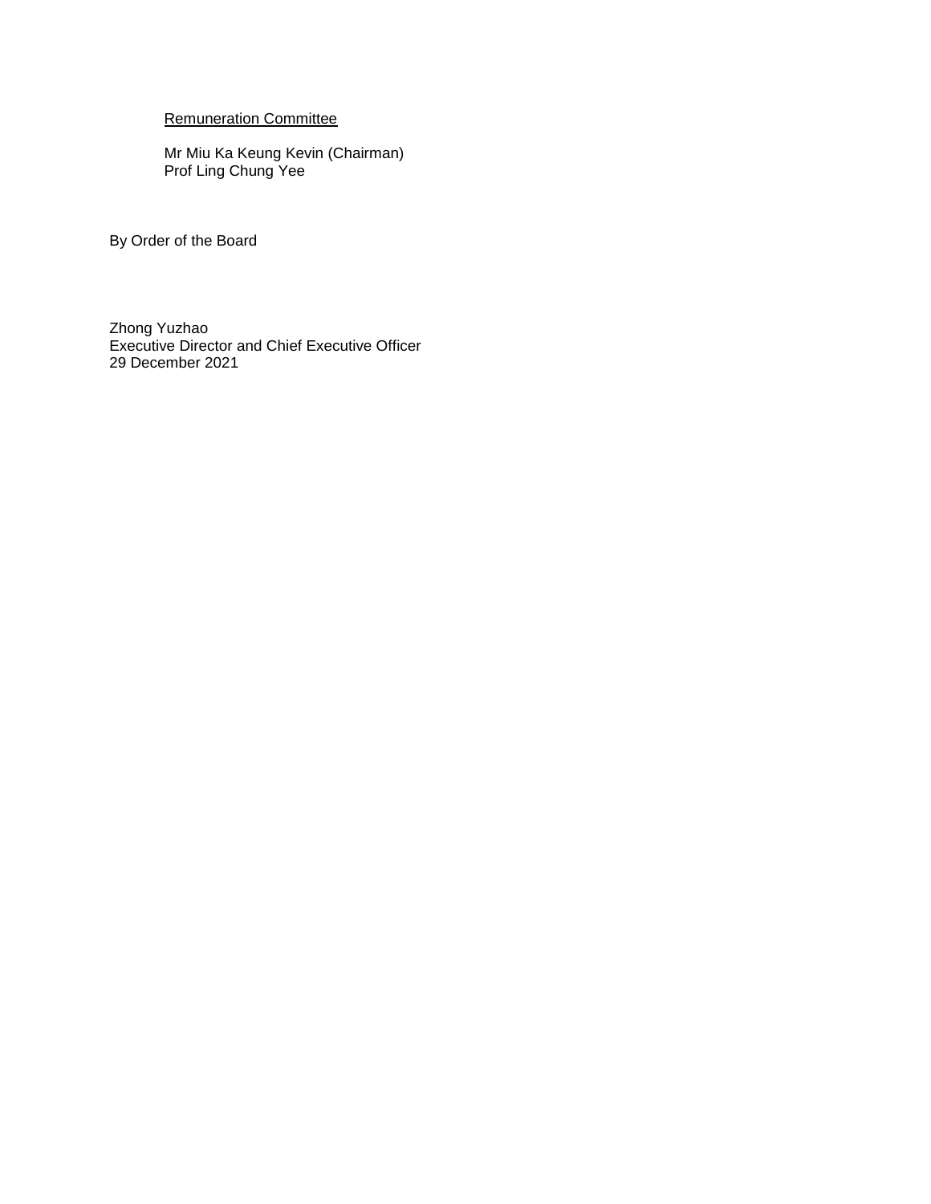<u>Remuneration Committee</u>

Mr Miu Ka Keung Kevin (Chairman)
Prof Ling Chung Yee

By Order of the Board

Zhong Yuzhao
Executive Director and Chief Executive Officer
29 December 2021